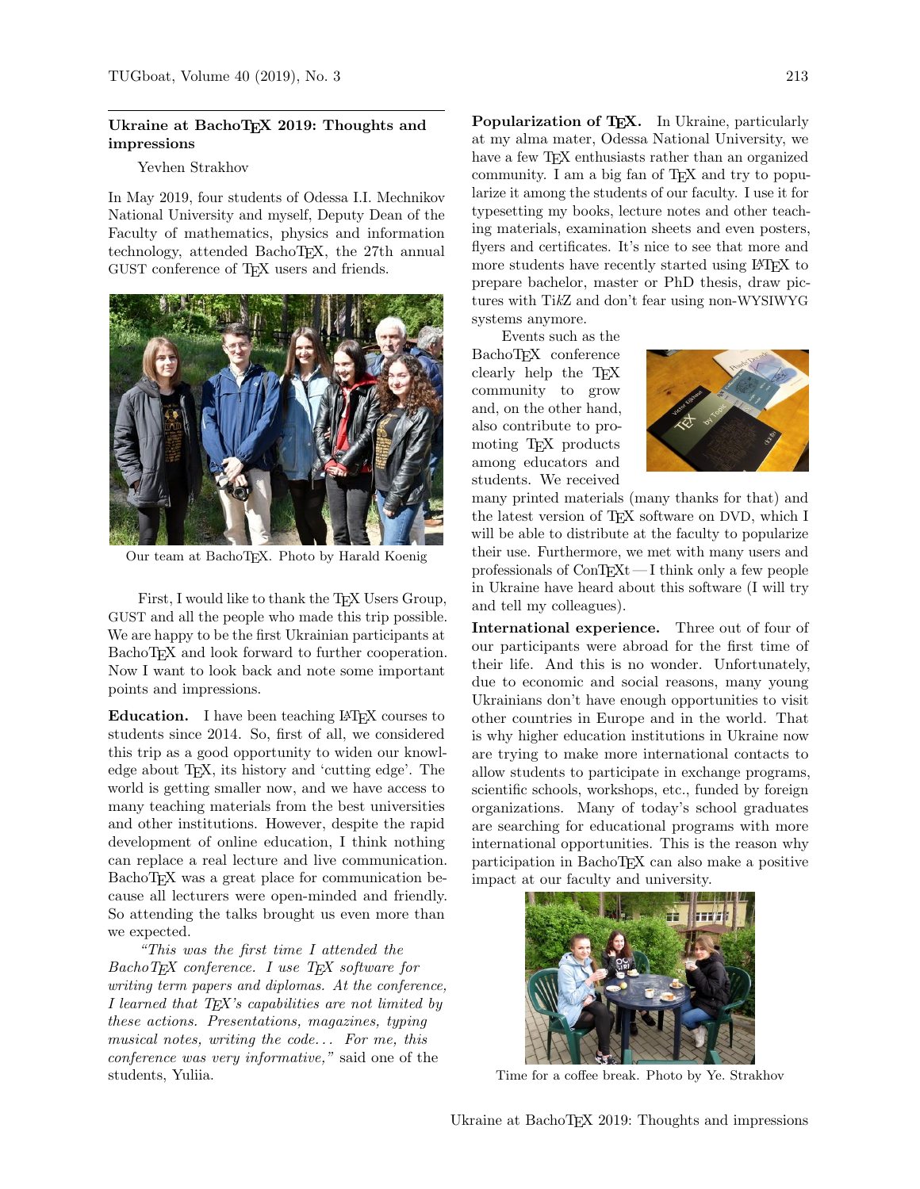## Ukraine at BachoTeX 2019: Thoughts and impressions

Yevhen Strakhov

In May 2019, four students of Odessa I.I. Mechnikov National University and myself, Deputy Dean of the Faculty of mathematics, physics and information technology, attended BachoTeX, the 27th annual GUST conference of TeX users and friends.

Our team at BachoTeX. Photo by Harald Koenig

First, I would like to thank the TeX Users Group, GUST and all the people who made this trip possible. We are happy to be the first Ukrainian participants at BachoTeX and look forward to further cooperation. Now I want to look back and note some important points and impressions.

**Education.** I have been teaching LaTeX courses to students since 2014. So, first of all, we considered this trip as a good opportunity to widen our knowledge about TeX, its history and 'cutting edge'. The world is getting smaller now, and we have access to many teaching materials from the best universities and other institutions. However, despite the rapid development of online education, I think nothing can replace a real lecture and live communication. BachoTeX was a great place for communication because all lecturers were open-minded and friendly. So attending the talks brought us even more than we expected.

*"This was the first time I attended the BachoTeX conference. I use TeX software for writing term papers and diplomas. At the conference, I learned that TeX's capabilities are not limited by these actions. Presentations, magazines, typing musical notes, writing the code... For me, this conference was very informative,"* said one of the students, Yuliia.

**Popularization of TeX.** In Ukraine, particularly at my alma mater, Odessa National University, we have a few TeX enthusiasts rather than an organized community. I am a big fan of TeX and try to popularize it among the students of our faculty. I use it for typesetting my books, lecture notes and other teaching materials, examination sheets and even posters, flyers and certificates. It's nice to see that more and more students have recently started using LaTeX to prepare bachelor, master or PhD thesis, draw pictures with TikZ and don't fear using non-WYSIWYG systems anymore.

Events such as the BachoTeX conference clearly help the TeX community to grow and, on the other hand, also contribute to promoting TeX products among educators and students. We received many printed materials (many thanks for that) and the latest version of TeX software on DVD, which I will be able to distribute at the faculty to popularize their use. Furthermore, we met with many users and professionals of ConTeXt — I think only a few people in Ukraine have heard about this software (I will try and tell my colleagues).

**International experience.** Three out of four of our participants were abroad for the first time of their life. And this is no wonder. Unfortunately, due to economic and social reasons, many young Ukrainians don't have enough opportunities to visit other countries in Europe and in the world. That is why higher education institutions in Ukraine now are trying to make more international contacts to allow students to participate in exchange programs, scientific schools, workshops, etc., funded by foreign organizations. Many of today's school graduates are searching for educational programs with more international opportunities. This is the reason why participation in BachoTeX can also make a positive impact at our faculty and university.

Time for a coffee break. Photo by Ye. Strakhov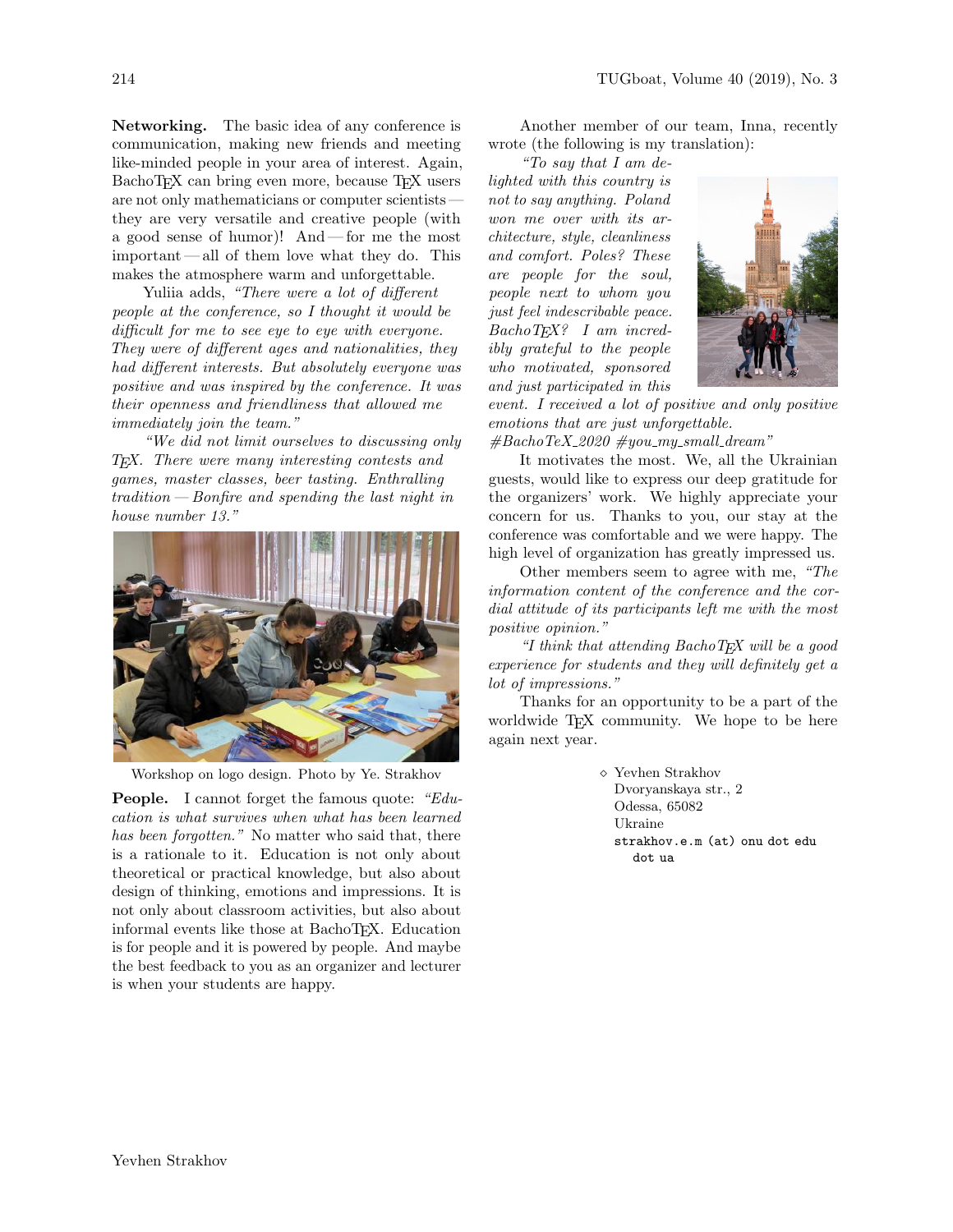**Networking.** The basic idea of any conference is communication, making new friends and meeting like-minded people in your area of interest. Again, BachoTEX can bring even more, because TEX users are not only mathematicians or computer scientists — they are very versatile and creative people (with a good sense of humor)! And — for me the most important — all of them love what they do. This makes the atmosphere warm and unforgettable.

Yuliia adds, *"There were a lot of different people at the conference, so I thought it would be difficult for me to see eye to eye with everyone. They were of different ages and nationalities, they had different interests. But absolutely everyone was positive and was inspired by the conference. It was their openness and friendliness that allowed me immediately join the team."*

*"We did not limit ourselves to discussing only TEX. There were many interesting contests and games, master classes, beer tasting. Enthralling tradition — Bonfire and spending the last night in house number 13."*

Workshop on logo design. Photo by Ye. Strakhov

**People.** I cannot forget the famous quote: *"Education is what survives when what has been learned has been forgotten."* No matter who said that, there is a rationale to it. Education is not only about theoretical or practical knowledge, but also about design of thinking, emotions and impressions. It is not only about classroom activities, but also about informal events like those at BachoTEX. Education is for people and it is powered by people. And maybe the best feedback to you as an organizer and lecturer is when your students are happy.

Another member of our team, Inna, recently wrote (the following is my translation):

*"To say that I am delighted with this country is not to say anything. Poland won me over with its architecture, style, cleanliness and comfort. Poles? These are people for the soul, people next to whom you just feel indescribable peace. BachoTEX? I am incredibly grateful to the people who motivated, sponsored and just participated in this event. I received a lot of positive and only positive emotions that are just unforgettable. #BachoTeX_2020 #you_my_small_dream"*

It motivates the most. We, all the Ukrainian guests, would like to express our deep gratitude for the organizers' work. We highly appreciate your concern for us. Thanks to you, our stay at the conference was comfortable and we were happy. The high level of organization has greatly impressed us.

Other members seem to agree with me, *"The information content of the conference and the cordial attitude of its participants left me with the most positive opinion."*

*"I think that attending BachoTEX will be a good experience for students and they will definitely get a lot of impressions."*

Thanks for an opportunity to be a part of the worldwide TEX community. We hope to be here again next year.

◇ Yevhen Strakhov
Dvoryanskaya str., 2
Odessa, 65082
Ukraine
`strakhov.e.m (at) onu dot edu dot ua`